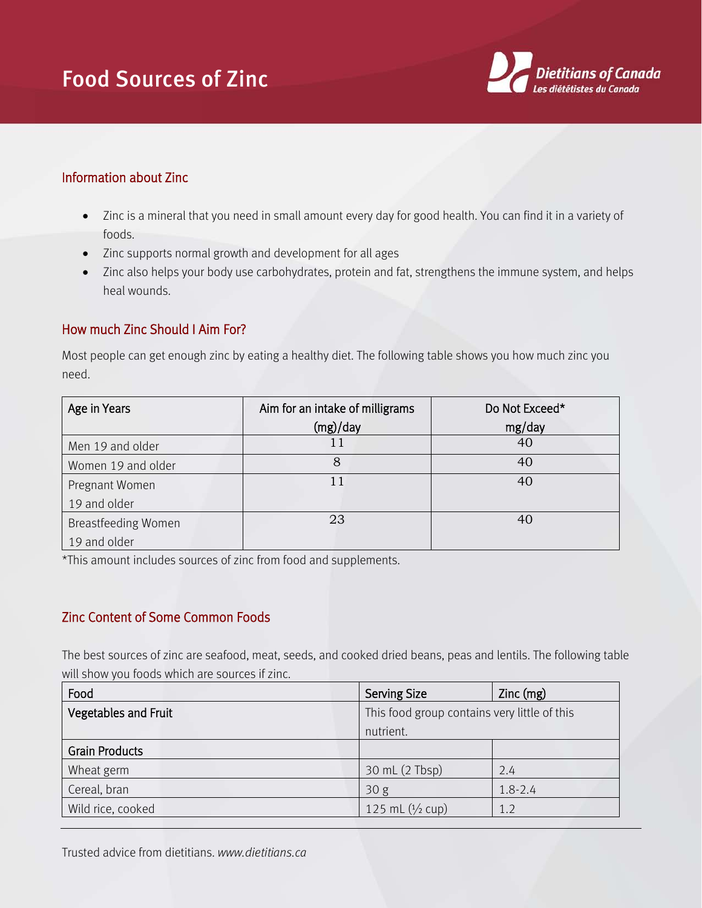# Food Sources of Zinc

## Information about Zinc

- Zinc is a mineral that you need in small amount every day for good health. You can find it in a variety of foods.
- Zinc supports normal growth and development for all ages
- Zinc also helps your body use carbohydrates, protein and fat, strengthens the immune system, and helps heal wounds.

## How much Zinc Should I Aim For?

Most people can get enough zinc by eating a healthy diet. The following table shows you how much zinc you need.

| Age in Years | Aim for an intake of milligrams (mg)/day | Do Not Exceed* mg/day |
|---|---|---|
| Men 19 and older | 11 | 40 |
| Women 19 and older | 8 | 40 |
| Pregnant Women 19 and older | 11 | 40 |
| Breastfeeding Women 19 and older | 23 | 40 |

*This amount includes sources of zinc from food and supplements.

## Zinc Content of Some Common Foods

The best sources of zinc are seafood, meat, seeds, and cooked dried beans, peas and lentils. The following table will show you foods which are sources if zinc.

| Food | Serving Size | Zinc (mg) |
|---|---|---|
| **Vegetables and Fruit** | This food group contains very little of this nutrient. | |
| **Grain Products** | | |
| Wheat germ | 30 mL (2 Tbsp) | 2.4 |
| Cereal, bran | 30 g | 1.8-2.4 |
| Wild rice, cooked | 125 mL (½ cup) | 1.2 |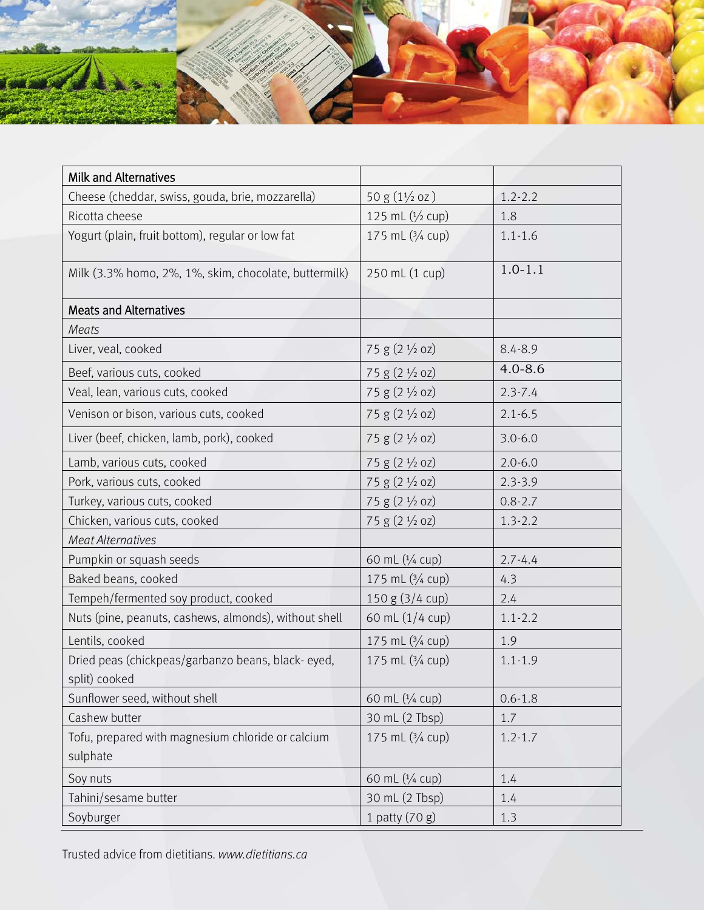| Milk and Alternatives | | |
|---|---|---|
| Cheese (cheddar, swiss, gouda, brie, mozzarella) | 50 g (1½ oz ) | 1.2-2.2 |
| Ricotta cheese | 125 mL (½ cup) | 1.8 |
| Yogurt (plain, fruit bottom), regular or low fat | 175 mL (¾ cup) | 1.1-1.6 |
| Milk (3.3% homo, 2%, 1%, skim, chocolate, buttermilk) | 250 mL (1 cup) | 1.0-1.1 |
| **Meats and Alternatives** | | |
| *Meats* | | |
| Liver, veal, cooked | 75 g (2 ½ oz) | 8.4-8.9 |
| Beef, various cuts, cooked | 75 g (2 ½ oz) | 4.0-8.6 |
| Veal, lean, various cuts, cooked | 75 g (2 ½ oz) | 2.3-7.4 |
| Venison or bison, various cuts, cooked | 75 g (2 ½ oz) | 2.1-6.5 |
| Liver (beef, chicken, lamb, pork), cooked | 75 g (2 ½ oz) | 3.0-6.0 |
| Lamb, various cuts, cooked | 75 g (2 ½ oz) | 2.0-6.0 |
| Pork, various cuts, cooked | 75 g (2 ½ oz) | 2.3-3.9 |
| Turkey, various cuts, cooked | 75 g (2 ½ oz) | 0.8-2.7 |
| Chicken, various cuts, cooked | 75 g (2 ½ oz) | 1.3-2.2 |
| *Meat Alternatives* | | |
| Pumpkin or squash seeds | 60 mL (¼ cup) | 2.7-4.4 |
| Baked beans, cooked | 175 mL (¾ cup) | 4.3 |
| Tempeh/fermented soy product, cooked | 150 g (3/4 cup) | 2.4 |
| Nuts (pine, peanuts, cashews, almonds), without shell | 60 mL (1/4 cup) | 1.1-2.2 |
| Lentils, cooked | 175 mL (¾ cup) | 1.9 |
| Dried peas (chickpeas/garbanzo beans, black- eyed, split) cooked | 175 mL (¾ cup) | 1.1-1.9 |
| Sunflower seed, without shell | 60 mL (¼ cup) | 0.6-1.8 |
| Cashew butter | 30 mL (2 Tbsp) | 1.7 |
| Tofu, prepared with magnesium chloride or calcium sulphate | 175 mL (¾ cup) | 1.2-1.7 |
| Soy nuts | 60 mL (¼ cup) | 1.4 |
| Tahini/sesame butter | 30 mL (2 Tbsp) | 1.4 |
| Soyburger | 1 patty (70 g) | 1.3 |

Trusted advice from dietitians. *www.dietitians.ca*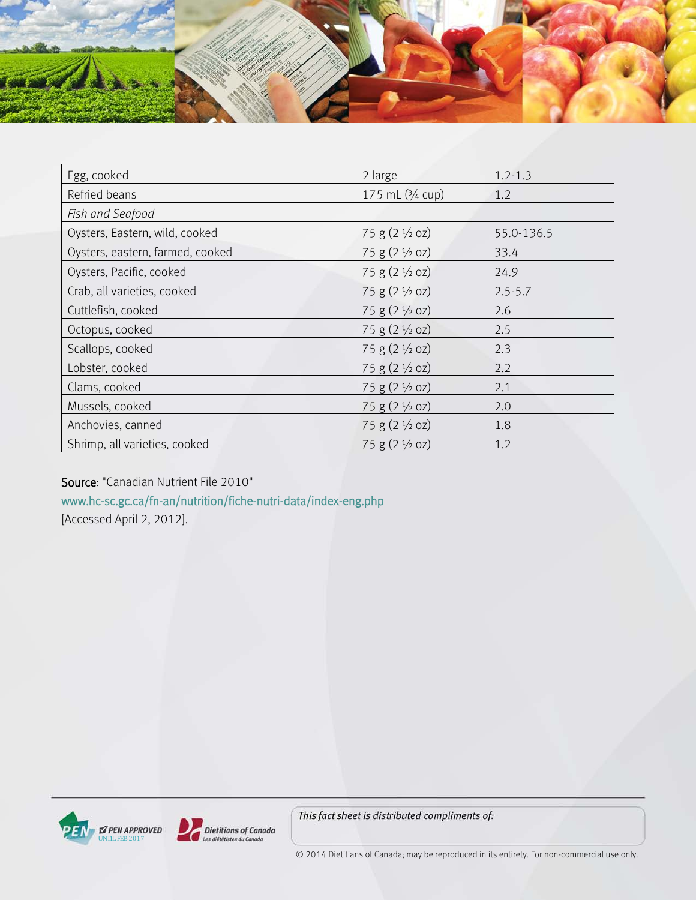| | | |
|---|---|---|
| Egg, cooked | 2 large | 1.2-1.3 |
| Refried beans | 175 mL (¾ cup) | 1.2 |
| *Fish and Seafood* | | |
| Oysters, Eastern, wild, cooked | 75 g (2 ½ oz) | 55.0-136.5 |
| Oysters, eastern, farmed, cooked | 75 g (2 ½ oz) | 33.4 |
| Oysters, Pacific, cooked | 75 g (2 ½ oz) | 24.9 |
| Crab, all varieties, cooked | 75 g (2 ½ oz) | 2.5-5.7 |
| Cuttlefish, cooked | 75 g (2 ½ oz) | 2.6 |
| Octopus, cooked | 75 g (2 ½ oz) | 2.5 |
| Scallops, cooked | 75 g (2 ½ oz) | 2.3 |
| Lobster, cooked | 75 g (2 ½ oz) | 2.2 |
| Clams, cooked | 75 g (2 ½ oz) | 2.1 |
| Mussels, cooked | 75 g (2 ½ oz) | 2.0 |
| Anchovies, canned | 75 g (2 ½ oz) | 1.8 |
| Shrimp, all varieties, cooked | 75 g (2 ½ oz) | 1.2 |

**Source**: "Canadian Nutrient File 2010"
www.hc-sc.gc.ca/fn-an/nutrition/fiche-nutri-data/index-eng.php
[Accessed April 2, 2012].

PEN APPROVED UNTIL FEB 2017

Dietitians of Canada / Les diététistes du Canada

*This fact sheet is distributed compliments of:*

© 2014 Dietitians of Canada; may be reproduced in its entirety. For non-commercial use only.